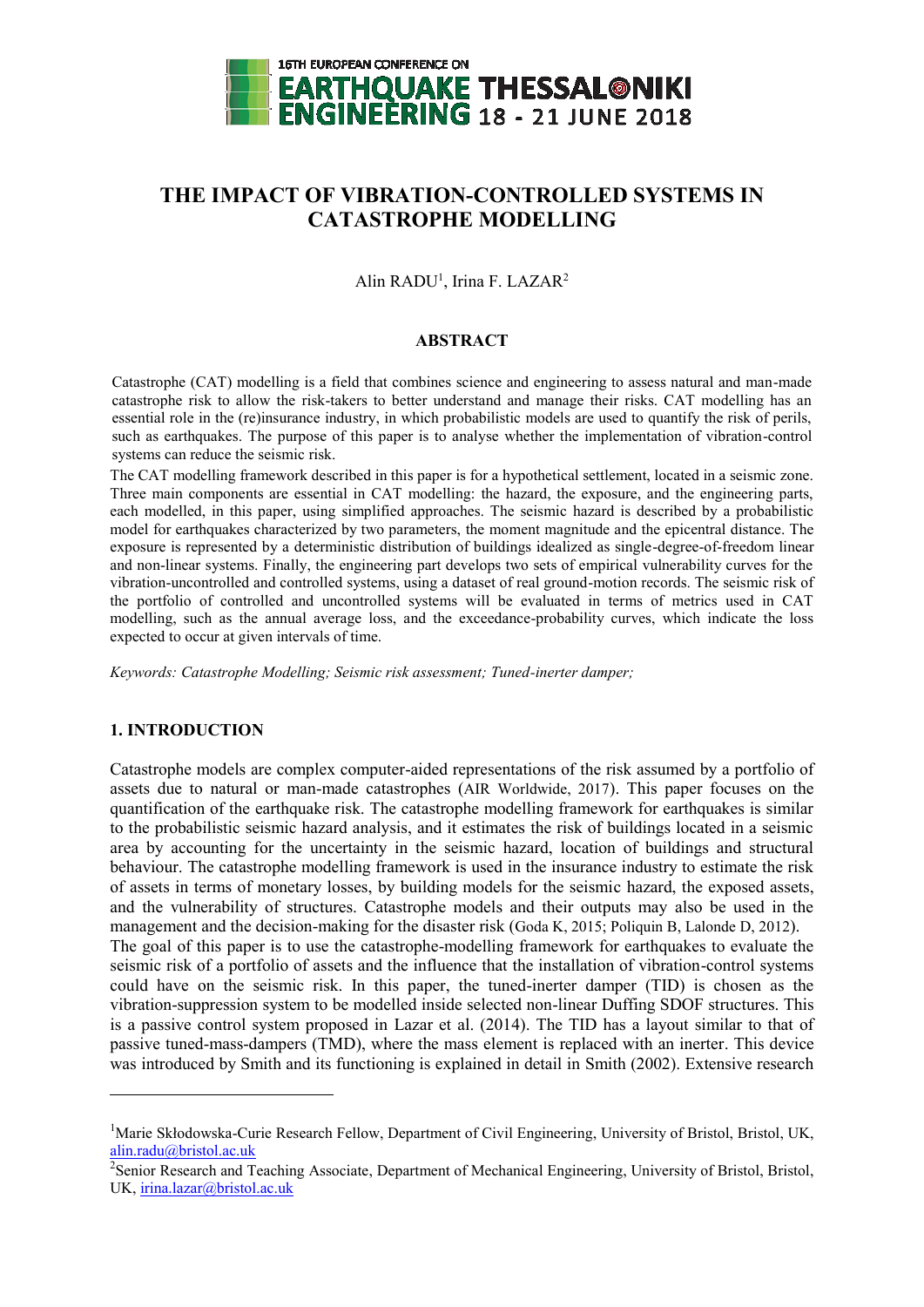# THE IMPACT OF VIBRATION-CONTROLLED SYSTEMS IN CATASTROPHE MODELLING

Alin RADU[1], Irina F. LAZAR[2]

## ABSTRACT

Catastrophe (CAT) modelling is a field that combines science and engineering to assess natural and man-made catastrophe risk to allow the risk-takers to better understand and manage their risks. CAT modelling has an essential role in the (re)insurance industry, in which probabilistic models are used to quantify the risk of perils, such as earthquakes. The purpose of this paper is to analyse whether the implementation of vibration-control systems can reduce the seismic risk.

The CAT modelling framework described in this paper is for a hypothetical settlement, located in a seismic zone. Three main components are essential in CAT modelling: the hazard, the exposure, and the engineering parts, each modelled, in this paper, using simplified approaches. The seismic hazard is described by a probabilistic model for earthquakes characterized by two parameters, the moment magnitude and the epicentral distance. The exposure is represented by a deterministic distribution of buildings idealized as single-degree-of-freedom linear and non-linear systems. Finally, the engineering part develops two sets of empirical vulnerability curves for the vibration-uncontrolled and controlled systems, using a dataset of real ground-motion records. The seismic risk of the portfolio of controlled and uncontrolled systems will be evaluated in terms of metrics used in CAT modelling, such as the annual average loss, and the exceedance-probability curves, which indicate the loss expected to occur at given intervals of time.

*Keywords: Catastrophe Modelling; Seismic risk assessment; Tuned-inerter damper;*

## 1. INTRODUCTION

Catastrophe models are complex computer-aided representations of the risk assumed by a portfolio of assets due to natural or man-made catastrophes (AIR Worldwide, 2017). This paper focuses on the quantification of the earthquake risk. The catastrophe modelling framework for earthquakes is similar to the probabilistic seismic hazard analysis, and it estimates the risk of buildings located in a seismic area by accounting for the uncertainty in the seismic hazard, location of buildings and structural behaviour. The catastrophe modelling framework is used in the insurance industry to estimate the risk of assets in terms of monetary losses, by building models for the seismic hazard, the exposed assets, and the vulnerability of structures. Catastrophe models and their outputs may also be used in the management and the decision-making for the disaster risk (Goda K, 2015; Poliquin B, Lalonde D, 2012).

The goal of this paper is to use the catastrophe-modelling framework for earthquakes to evaluate the seismic risk of a portfolio of assets and the influence that the installation of vibration-control systems could have on the seismic risk. In this paper, the tuned-inerter damper (TID) is chosen as the vibration-suppression system to be modelled inside selected non-linear Duffing SDOF structures. This is a passive control system proposed in Lazar et al. (2014). The TID has a layout similar to that of passive tuned-mass-dampers (TMD), where the mass element is replaced with an inerter. This device was introduced by Smith and its functioning is explained in detail in Smith (2002). Extensive research

---

[1]Marie Skłodowska-Curie Research Fellow, Department of Civil Engineering, University of Bristol, Bristol, UK, alin.radu@bristol.ac.uk

[2]Senior Research and Teaching Associate, Department of Mechanical Engineering, University of Bristol, Bristol, UK, irina.lazar@bristol.ac.uk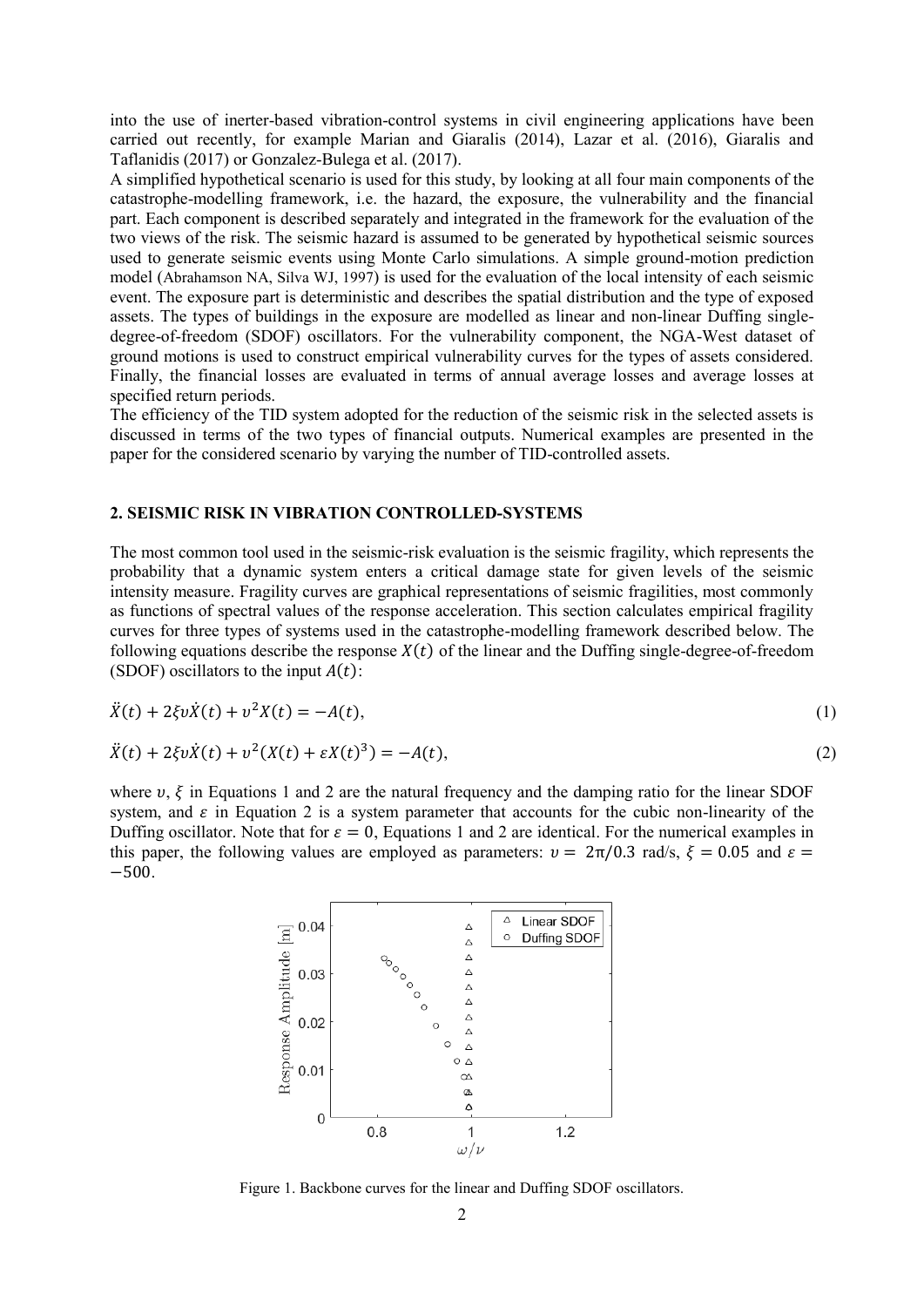into the use of inerter-based vibration-control systems in civil engineering applications have been carried out recently, for example Marian and Giaralis (2014), Lazar et al. (2016), Giaralis and Taflanidis (2017) or Gonzalez-Bulega et al. (2017).

A simplified hypothetical scenario is used for this study, by looking at all four main components of the catastrophe-modelling framework, i.e. the hazard, the exposure, the vulnerability and the financial part. Each component is described separately and integrated in the framework for the evaluation of the two views of the risk. The seismic hazard is assumed to be generated by hypothetical seismic sources used to generate seismic events using Monte Carlo simulations. A simple ground-motion prediction model (Abrahamson NA, Silva WJ, 1997) is used for the evaluation of the local intensity of each seismic event. The exposure part is deterministic and describes the spatial distribution and the type of exposed assets. The types of buildings in the exposure are modelled as linear and non-linear Duffing single-degree-of-freedom (SDOF) oscillators. For the vulnerability component, the NGA-West dataset of ground motions is used to construct empirical vulnerability curves for the types of assets considered. Finally, the financial losses are evaluated in terms of annual average losses and average losses at specified return periods.

The efficiency of the TID system adopted for the reduction of the seismic risk in the selected assets is discussed in terms of the two types of financial outputs. Numerical examples are presented in the paper for the considered scenario by varying the number of TID-controlled assets.

## 2. SEISMIC RISK IN VIBRATION CONTROLLED-SYSTEMS

The most common tool used in the seismic-risk evaluation is the seismic fragility, which represents the probability that a dynamic system enters a critical damage state for given levels of the seismic intensity measure. Fragility curves are graphical representations of seismic fragilities, most commonly as functions of spectral values of the response acceleration. This section calculates empirical fragility curves for three types of systems used in the catastrophe-modelling framework described below. The following equations describe the response $X(t)$ of the linear and the Duffing single-degree-of-freedom (SDOF) oscillators to the input $A(t)$:

$$\ddot{X}(t) + 2\xi\upsilon\dot{X}(t) + \upsilon^2 X(t) = -A(t), \tag{1}$$

$$\ddot{X}(t) + 2\xi\upsilon\dot{X}(t) + \upsilon^2 (X(t) + \varepsilon X(t)^3) = -A(t), \tag{2}$$

where $\upsilon$, $\xi$ in Equations 1 and 2 are the natural frequency and the damping ratio for the linear SDOF system, and $\varepsilon$ in Equation 2 is a system parameter that accounts for the cubic non-linearity of the Duffing oscillator. Note that for $\varepsilon = 0$, Equations 1 and 2 are identical. For the numerical examples in this paper, the following values are employed as parameters: $\upsilon = 2\pi/0.3$ rad/s, $\xi = 0.05$ and $\varepsilon = -500$.

Figure 1. Backbone curves for the linear and Duffing SDOF oscillators.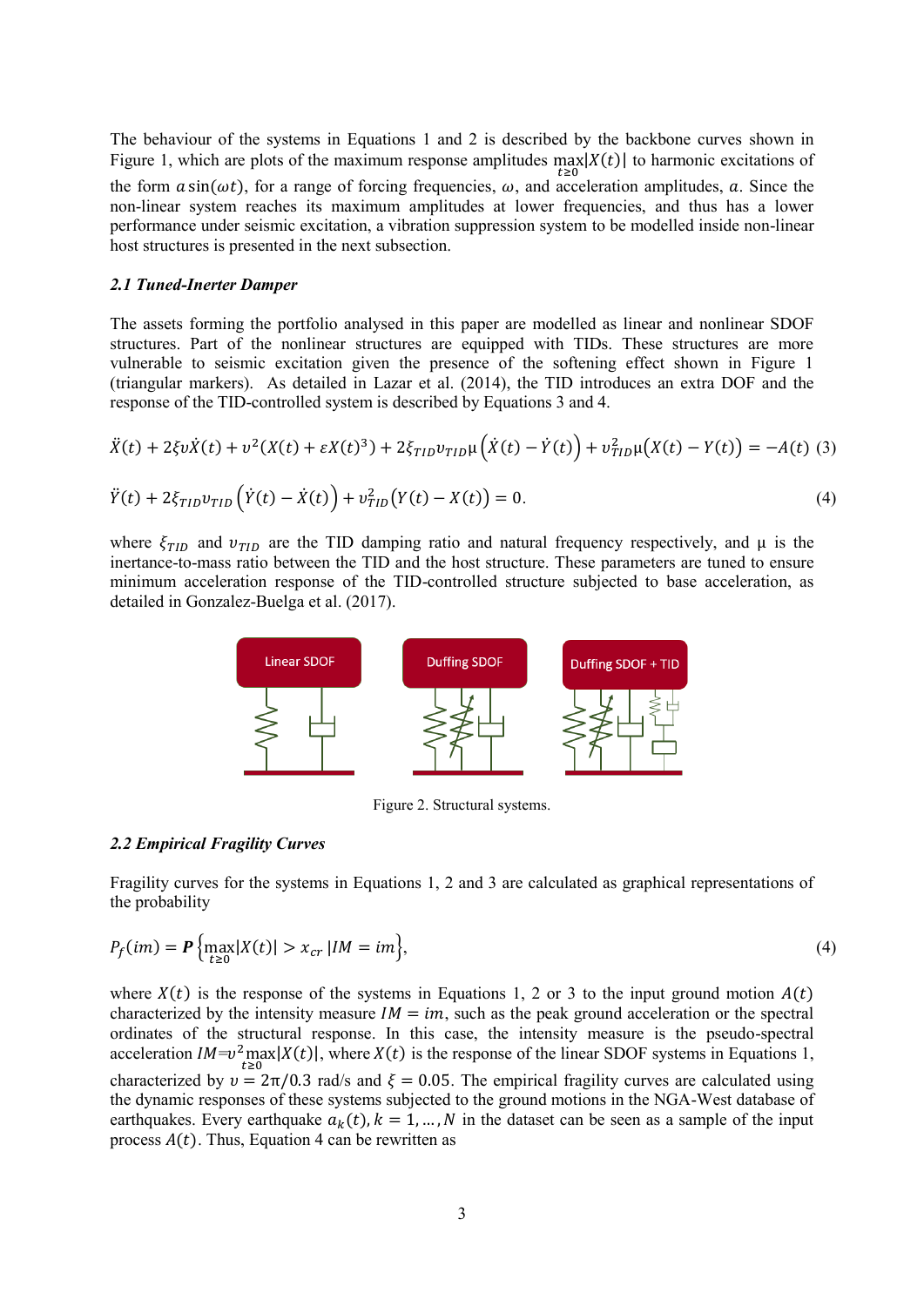The behaviour of the systems in Equations 1 and 2 is described by the backbone curves shown in Figure 1, which are plots of the maximum response amplitudes $\max_{t\geq 0}|X(t)|$ to harmonic excitations of the form $a\sin(\omega t)$, for a range of forcing frequencies, $\omega$, and acceleration amplitudes, $a$. Since the non-linear system reaches its maximum amplitudes at lower frequencies, and thus has a lower performance under seismic excitation, a vibration suppression system to be modelled inside non-linear host structures is presented in the next subsection.

### *2.1 Tuned-Inerter Damper*

The assets forming the portfolio analysed in this paper are modelled as linear and nonlinear SDOF structures. Part of the nonlinear structures are equipped with TIDs. These structures are more vulnerable to seismic excitation given the presence of the softening effect shown in Figure 1 (triangular markers). As detailed in Lazar et al. (2014), the TID introduces an extra DOF and the response of the TID-controlled system is described by Equations 3 and 4.

$$\ddot{X}(t) + 2\xi\upsilon\dot{X}(t) + \upsilon^2(X(t) + \varepsilon X(t)^3) + 2\xi_{TID}\upsilon_{TID}\mu\left(\dot{X}(t) - \dot{Y}(t)\right) + \upsilon_{TID}^2\mu\left(X(t) - Y(t)\right) = -A(t) \quad (3)$$

$$\ddot{Y}(t) + 2\xi_{TID}\upsilon_{TID}\left(\dot{Y}(t) - \dot{X}(t)\right) + \upsilon_{TID}^2\left(Y(t) - X(t)\right) = 0. \quad (4)$$

where $\xi_{TID}$ and $\upsilon_{TID}$ are the TID damping ratio and natural frequency respectively, and $\mu$ is the inertance-to-mass ratio between the TID and the host structure. These parameters are tuned to ensure minimum acceleration response of the TID-controlled structure subjected to base acceleration, as detailed in Gonzalez-Buelga et al. (2017).

Figure 2. Structural systems.

### *2.2 Empirical Fragility Curves*

Fragility curves for the systems in Equations 1, 2 and 3 are calculated as graphical representations of the probability

$$P_f(im) = \boldsymbol{P}\left\{\max_{t\geq 0}|X(t)| > x_{cr} \,|IM = im\right\}, \quad (4)$$

where $X(t)$ is the response of the systems in Equations 1, 2 or 3 to the input ground motion $A(t)$ characterized by the intensity measure $IM = im$, such as the peak ground acceleration or the spectral ordinates of the structural response. In this case, the intensity measure is the pseudo-spectral acceleration $IM = \upsilon^2 \max_{t\geq 0}|X(t)|$, where $X(t)$ is the response of the linear SDOF systems in Equations 1, characterized by $\upsilon = 2\pi/0.3$ rad/s and $\xi = 0.05$. The empirical fragility curves are calculated using the dynamic responses of these systems subjected to the ground motions in the NGA-West database of earthquakes. Every earthquake $a_k(t), k = 1, \ldots, N$ in the dataset can be seen as a sample of the input process $A(t)$. Thus, Equation 4 can be rewritten as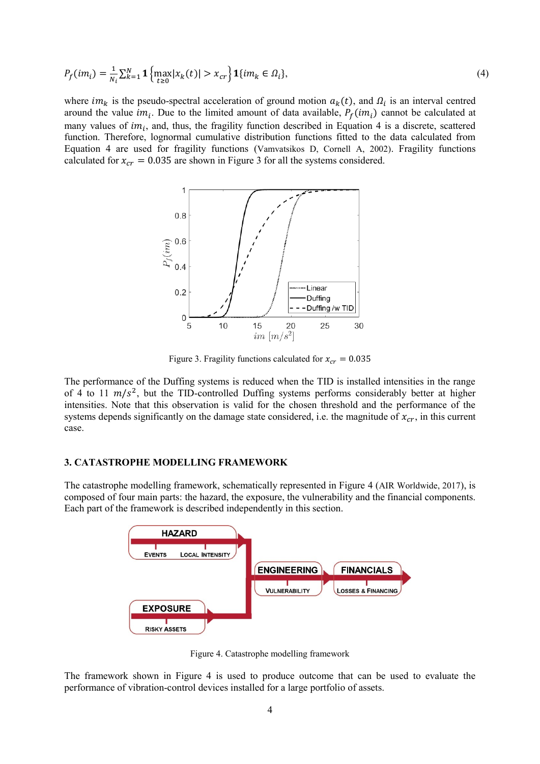$$P_f(im_i) = \frac{1}{N_i}\sum_{k=1}^{N} \mathbf{1}\left\{\max_{t\geq 0}|x_k(t)| > x_{cr}\right\}\mathbf{1}\{im_k \in \Omega_i\}, \tag{4}$$

where $im_k$ is the pseudo-spectral acceleration of ground motion $a_k(t)$, and $\Omega_i$ is an interval centred around the value $im_i$. Due to the limited amount of data available, $P_f(im_i)$ cannot be calculated at many values of $im_i$, and, thus, the fragility function described in Equation 4 is a discrete, scattered function. Therefore, lognormal cumulative distribution functions fitted to the data calculated from Equation 4 are used for fragility functions (Vamvatsikos D, Cornell A, 2002). Fragility functions calculated for $x_{cr} = 0.035$ are shown in Figure 3 for all the systems considered.

Figure 3. Fragility functions calculated for $x_{cr} = 0.035$

The performance of the Duffing systems is reduced when the TID is installed intensities in the range of 4 to 11 $m/s^2$, but the TID-controlled Duffing systems performs considerably better at higher intensities. Note that this observation is valid for the chosen threshold and the performance of the systems depends significantly on the damage state considered, i.e. the magnitude of $x_{cr}$, in this current case.

## 3. CATASTROPHE MODELLING FRAMEWORK

The catastrophe modelling framework, schematically represented in Figure 4 (AIR Worldwide, 2017), is composed of four main parts: the hazard, the exposure, the vulnerability and the financial components. Each part of the framework is described independently in this section.

Figure 4. Catastrophe modelling framework

The framework shown in Figure 4 is used to produce outcome that can be used to evaluate the performance of vibration-control devices installed for a large portfolio of assets.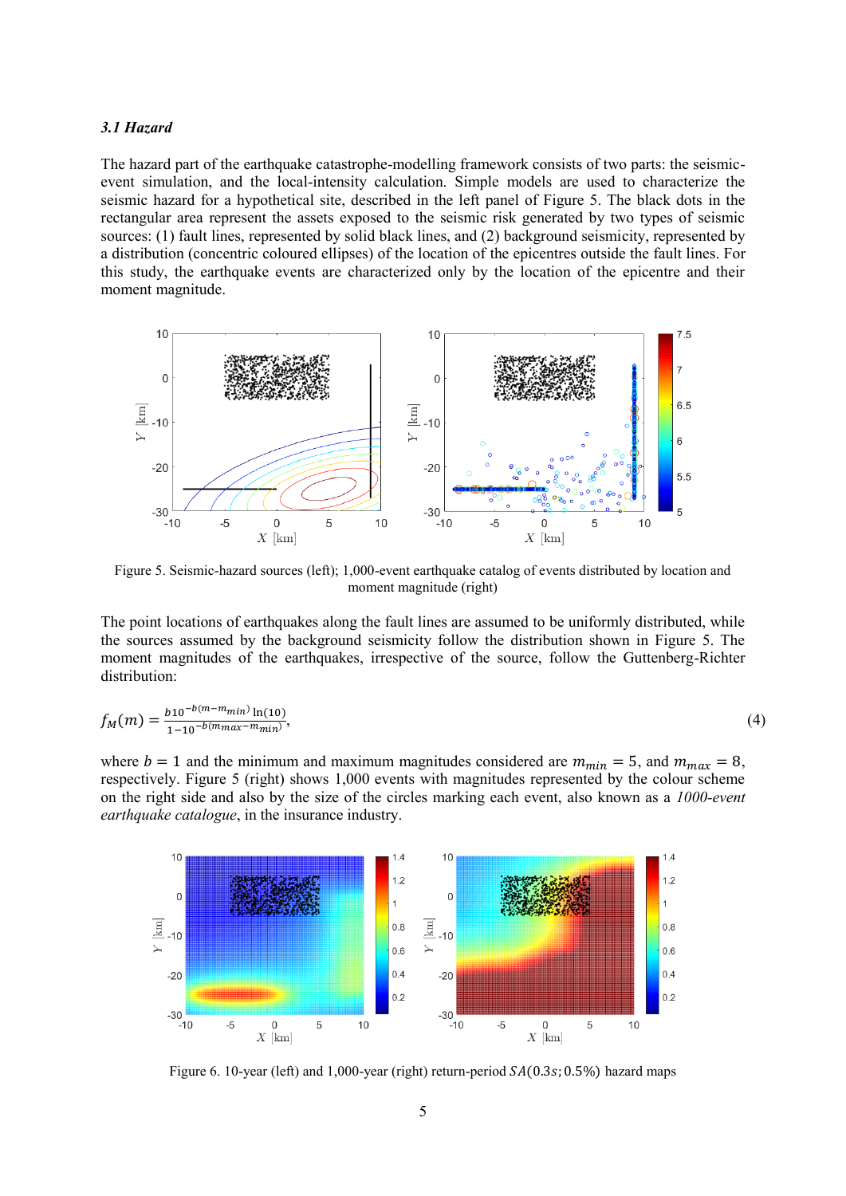### *3.1 Hazard*

The hazard part of the earthquake catastrophe-modelling framework consists of two parts: the seismic-event simulation, and the local-intensity calculation. Simple models are used to characterize the seismic hazard for a hypothetical site, described in the left panel of Figure 5. The black dots in the rectangular area represent the assets exposed to the seismic risk generated by two types of seismic sources: (1) fault lines, represented by solid black lines, and (2) background seismicity, represented by a distribution (concentric coloured ellipses) of the location of the epicentres outside the fault lines. For this study, the earthquake events are characterized only by the location of the epicentre and their moment magnitude.

Figure 5. Seismic-hazard sources (left); 1,000-event earthquake catalog of events distributed by location and moment magnitude (right)

The point locations of earthquakes along the fault lines are assumed to be uniformly distributed, while the sources assumed by the background seismicity follow the distribution shown in Figure 5. The moment magnitudes of the earthquakes, irrespective of the source, follow the Guttenberg-Richter distribution:

$$f_M(m) = \frac{b10^{-b(m-m_{min})}\ln(10)}{1-10^{-b(m_{max}-m_{min})}}, \tag{4}$$

where $b = 1$ and the minimum and maximum magnitudes considered are $m_{min} = 5$, and $m_{max} = 8$, respectively. Figure 5 (right) shows 1,000 events with magnitudes represented by the colour scheme on the right side and also by the size of the circles marking each event, also known as a *1000-event earthquake catalogue*, in the insurance industry.

Figure 6. 10-year (left) and 1,000-year (right) return-period $SA(0.3s; 0.5\%)$ hazard maps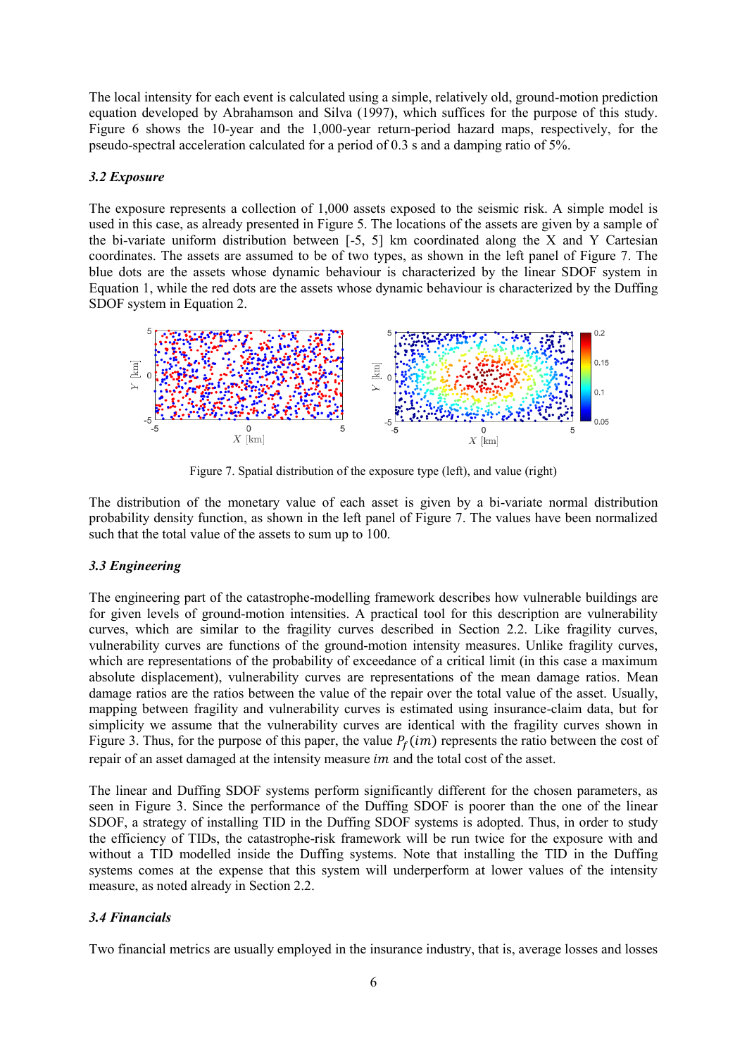The local intensity for each event is calculated using a simple, relatively old, ground-motion prediction equation developed by Abrahamson and Silva (1997), which suffices for the purpose of this study. Figure 6 shows the 10-year and the 1,000-year return-period hazard maps, respectively, for the pseudo-spectral acceleration calculated for a period of 0.3 s and a damping ratio of 5%.

### *3.2 Exposure*

The exposure represents a collection of 1,000 assets exposed to the seismic risk. A simple model is used in this case, as already presented in Figure 5. The locations of the assets are given by a sample of the bi-variate uniform distribution between [-5, 5] km coordinated along the X and Y Cartesian coordinates. The assets are assumed to be of two types, as shown in the left panel of Figure 7. The blue dots are the assets whose dynamic behaviour is characterized by the linear SDOF system in Equation 1, while the red dots are the assets whose dynamic behaviour is characterized by the Duffing SDOF system in Equation 2.

Figure 7. Spatial distribution of the exposure type (left), and value (right)

The distribution of the monetary value of each asset is given by a bi-variate normal distribution probability density function, as shown in the left panel of Figure 7. The values have been normalized such that the total value of the assets to sum up to 100.

### *3.3 Engineering*

The engineering part of the catastrophe-modelling framework describes how vulnerable buildings are for given levels of ground-motion intensities. A practical tool for this description are vulnerability curves, which are similar to the fragility curves described in Section 2.2. Like fragility curves, vulnerability curves are functions of the ground-motion intensity measures. Unlike fragility curves, which are representations of the probability of exceedance of a critical limit (in this case a maximum absolute displacement), vulnerability curves are representations of the mean damage ratios. Mean damage ratios are the ratios between the value of the repair over the total value of the asset. Usually, mapping between fragility and vulnerability curves is estimated using insurance-claim data, but for simplicity we assume that the vulnerability curves are identical with the fragility curves shown in Figure 3. Thus, for the purpose of this paper, the value $P_f(im)$ represents the ratio between the cost of repair of an asset damaged at the intensity measure $im$ and the total cost of the asset.

The linear and Duffing SDOF systems perform significantly different for the chosen parameters, as seen in Figure 3. Since the performance of the Duffing SDOF is poorer than the one of the linear SDOF, a strategy of installing TID in the Duffing SDOF systems is adopted. Thus, in order to study the efficiency of TIDs, the catastrophe-risk framework will be run twice for the exposure with and without a TID modelled inside the Duffing systems. Note that installing the TID in the Duffing systems comes at the expense that this system will underperform at lower values of the intensity measure, as noted already in Section 2.2.

### *3.4 Financials*

Two financial metrics are usually employed in the insurance industry, that is, average losses and losses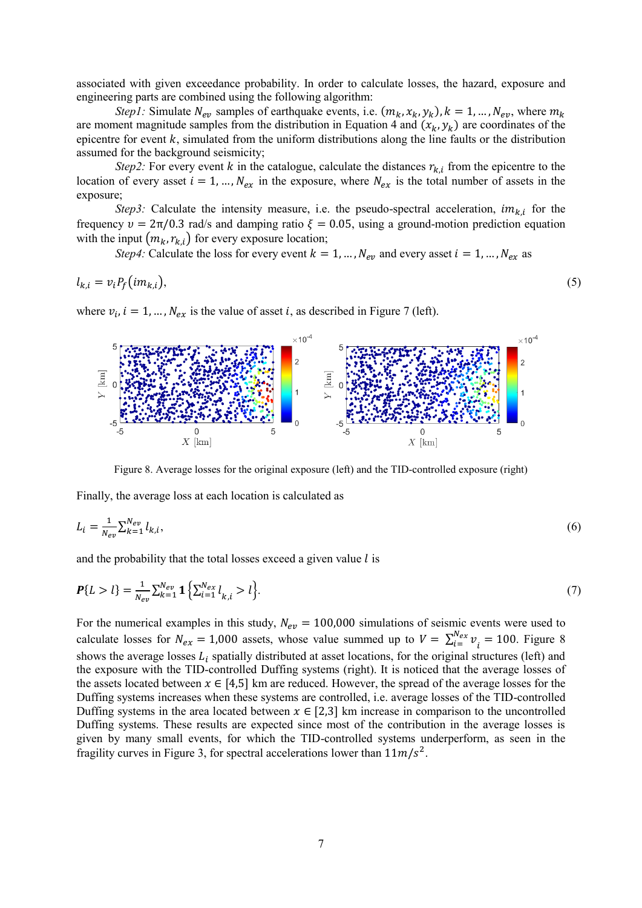associated with given exceedance probability. In order to calculate losses, the hazard, exposure and engineering parts are combined using the following algorithm:

*Step1:* Simulate $N_{ev}$ samples of earthquake events, i.e. $(m_k, x_k, y_k), k = 1, \ldots, N_{ev}$, where $m_k$ are moment magnitude samples from the distribution in Equation 4 and $(x_k, y_k)$ are coordinates of the epicentre for event $k$, simulated from the uniform distributions along the line faults or the distribution assumed for the background seismicity;

*Step2:* For every event $k$ in the catalogue, calculate the distances $r_{k,i}$ from the epicentre to the location of every asset $i = 1, \ldots, N_{ex}$ in the exposure, where $N_{ex}$ is the total number of assets in the exposure;

*Step3:* Calculate the intensity measure, i.e. the pseudo-spectral acceleration, $im_{k,i}$ for the frequency $\upsilon = 2\pi/0.3$ rad/s and damping ratio $\xi = 0.05$, using a ground-motion prediction equation with the input $(m_k, r_{k,i})$ for every exposure location;

*Step4:* Calculate the loss for every event $k = 1, \ldots, N_{ev}$ and every asset $i = 1, \ldots, N_{ex}$ as

$$l_{k,i} = v_i P_f(im_{k,i}), \tag{5}$$

where $v_i, i = 1, \ldots, N_{ex}$ is the value of asset $i$, as described in Figure 7 (left).

Figure 8. Average losses for the original exposure (left) and the TID-controlled exposure (right)

Finally, the average loss at each location is calculated as

$$L_i = \frac{1}{N_{ev}} \sum_{k=1}^{N_{ev}} l_{k,i}, \tag{6}$$

and the probability that the total losses exceed a given value $l$ is

$$\boldsymbol{P}\{L > l\} = \frac{1}{N_{ev}} \sum_{k=1}^{N_{ev}} \mathbf{1}\left\{\sum_{i=1}^{N_{ex}} l_{k,i} > l\right\}. \tag{7}$$

For the numerical examples in this study, $N_{ev} = 100{,}000$ simulations of seismic events were used to calculate losses for $N_{ex} = 1{,}000$ assets, whose value summed up to $V = \sum_{i=}^{N_{ex}} v_i = 100$. Figure 8 shows the average losses $L_i$ spatially distributed at asset locations, for the original structures (left) and the exposure with the TID-controlled Duffing systems (right). It is noticed that the average losses of the assets located between $x \in [4,5]$ km are reduced. However, the spread of the average losses for the Duffing systems increases when these systems are controlled, i.e. average losses of the TID-controlled Duffing systems in the area located between $x \in [2,3]$ km increase in comparison to the uncontrolled Duffing systems. These results are expected since most of the contribution in the average losses is given by many small events, for which the TID-controlled systems underperform, as seen in the fragility curves in Figure 3, for spectral accelerations lower than $11 m/s^2$.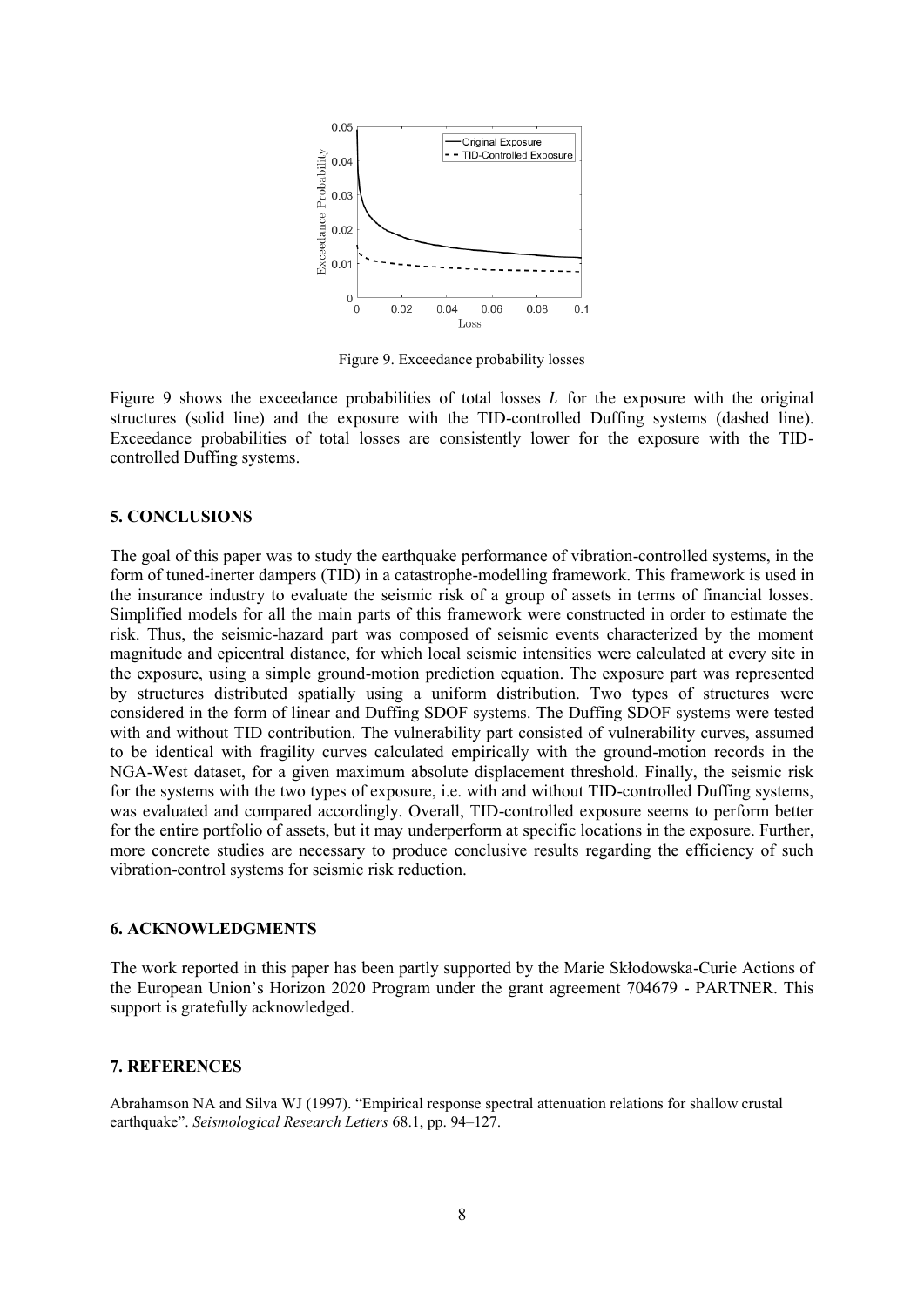Figure 9. Exceedance probability losses

Figure 9 shows the exceedance probabilities of total losses $L$ for the exposure with the original structures (solid line) and the exposure with the TID-controlled Duffing systems (dashed line). Exceedance probabilities of total losses are consistently lower for the exposure with the TID-controlled Duffing systems.

## 5. CONCLUSIONS

The goal of this paper was to study the earthquake performance of vibration-controlled systems, in the form of tuned-inerter dampers (TID) in a catastrophe-modelling framework. This framework is used in the insurance industry to evaluate the seismic risk of a group of assets in terms of financial losses. Simplified models for all the main parts of this framework were constructed in order to estimate the risk. Thus, the seismic-hazard part was composed of seismic events characterized by the moment magnitude and epicentral distance, for which local seismic intensities were calculated at every site in the exposure, using a simple ground-motion prediction equation. The exposure part was represented by structures distributed spatially using a uniform distribution. Two types of structures were considered in the form of linear and Duffing SDOF systems. The Duffing SDOF systems were tested with and without TID contribution. The vulnerability part consisted of vulnerability curves, assumed to be identical with fragility curves calculated empirically with the ground-motion records in the NGA-West dataset, for a given maximum absolute displacement threshold. Finally, the seismic risk for the systems with the two types of exposure, i.e. with and without TID-controlled Duffing systems, was evaluated and compared accordingly. Overall, TID-controlled exposure seems to perform better for the entire portfolio of assets, but it may underperform at specific locations in the exposure. Further, more concrete studies are necessary to produce conclusive results regarding the efficiency of such vibration-control systems for seismic risk reduction.

## 6. ACKNOWLEDGMENTS

The work reported in this paper has been partly supported by the Marie Skłodowska-Curie Actions of the European Union's Horizon 2020 Program under the grant agreement 704679 - PARTNER. This support is gratefully acknowledged.

## 7. REFERENCES

Abrahamson NA and Silva WJ (1997). "Empirical response spectral attenuation relations for shallow crustal earthquake". *Seismological Research Letters* 68.1, pp. 94–127.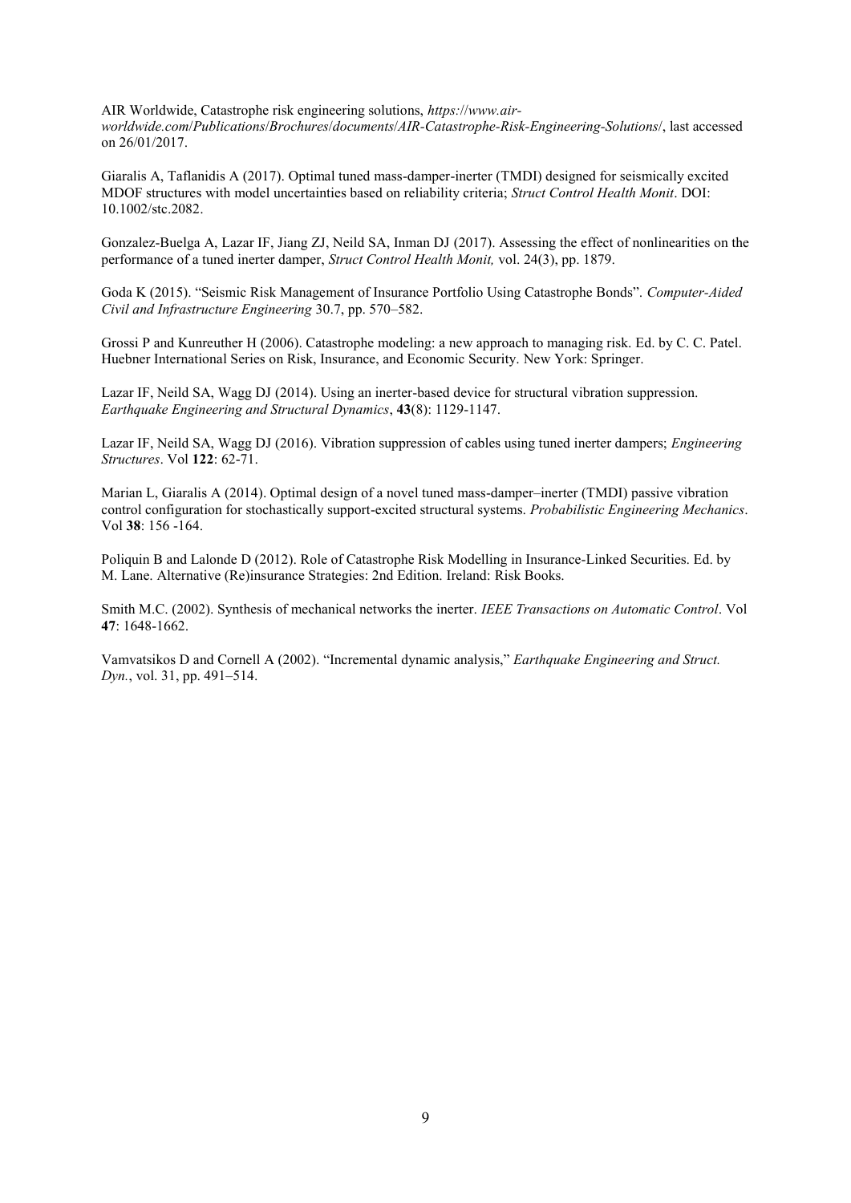AIR Worldwide, Catastrophe risk engineering solutions, *https://www.air-worldwide.com/Publications/Brochures/documents/AIR-Catastrophe-Risk-Engineering-Solutions/*, last accessed on 26/01/2017.

Giaralis A, Taflanidis A (2017). Optimal tuned mass-damper-inerter (TMDI) designed for seismically excited MDOF structures with model uncertainties based on reliability criteria; *Struct Control Health Monit*. DOI: 10.1002/stc.2082.

Gonzalez-Buelga A, Lazar IF, Jiang ZJ, Neild SA, Inman DJ (2017). Assessing the effect of nonlinearities on the performance of a tuned inerter damper, *Struct Control Health Monit,* vol. 24(3), pp. 1879.

Goda K (2015). "Seismic Risk Management of Insurance Portfolio Using Catastrophe Bonds". *Computer-Aided Civil and Infrastructure Engineering* 30.7, pp. 570–582.

Grossi P and Kunreuther H (2006). Catastrophe modeling: a new approach to managing risk. Ed. by C. C. Patel. Huebner International Series on Risk, Insurance, and Economic Security. New York: Springer.

Lazar IF, Neild SA, Wagg DJ (2014). Using an inerter-based device for structural vibration suppression. *Earthquake Engineering and Structural Dynamics*, **43**(8): 1129-1147.

Lazar IF, Neild SA, Wagg DJ (2016). Vibration suppression of cables using tuned inerter dampers; *Engineering Structures*. Vol **122**: 62-71.

Marian L, Giaralis A (2014). Optimal design of a novel tuned mass-damper–inerter (TMDI) passive vibration control configuration for stochastically support-excited structural systems. *Probabilistic Engineering Mechanics*. Vol **38**: 156 -164.

Poliquin B and Lalonde D (2012). Role of Catastrophe Risk Modelling in Insurance-Linked Securities. Ed. by M. Lane. Alternative (Re)insurance Strategies: 2nd Edition. Ireland: Risk Books.

Smith M.C. (2002). Synthesis of mechanical networks the inerter. *IEEE Transactions on Automatic Control*. Vol **47**: 1648-1662.

Vamvatsikos D and Cornell A (2002). "Incremental dynamic analysis," *Earthquake Engineering and Struct. Dyn.*, vol. 31, pp. 491–514.